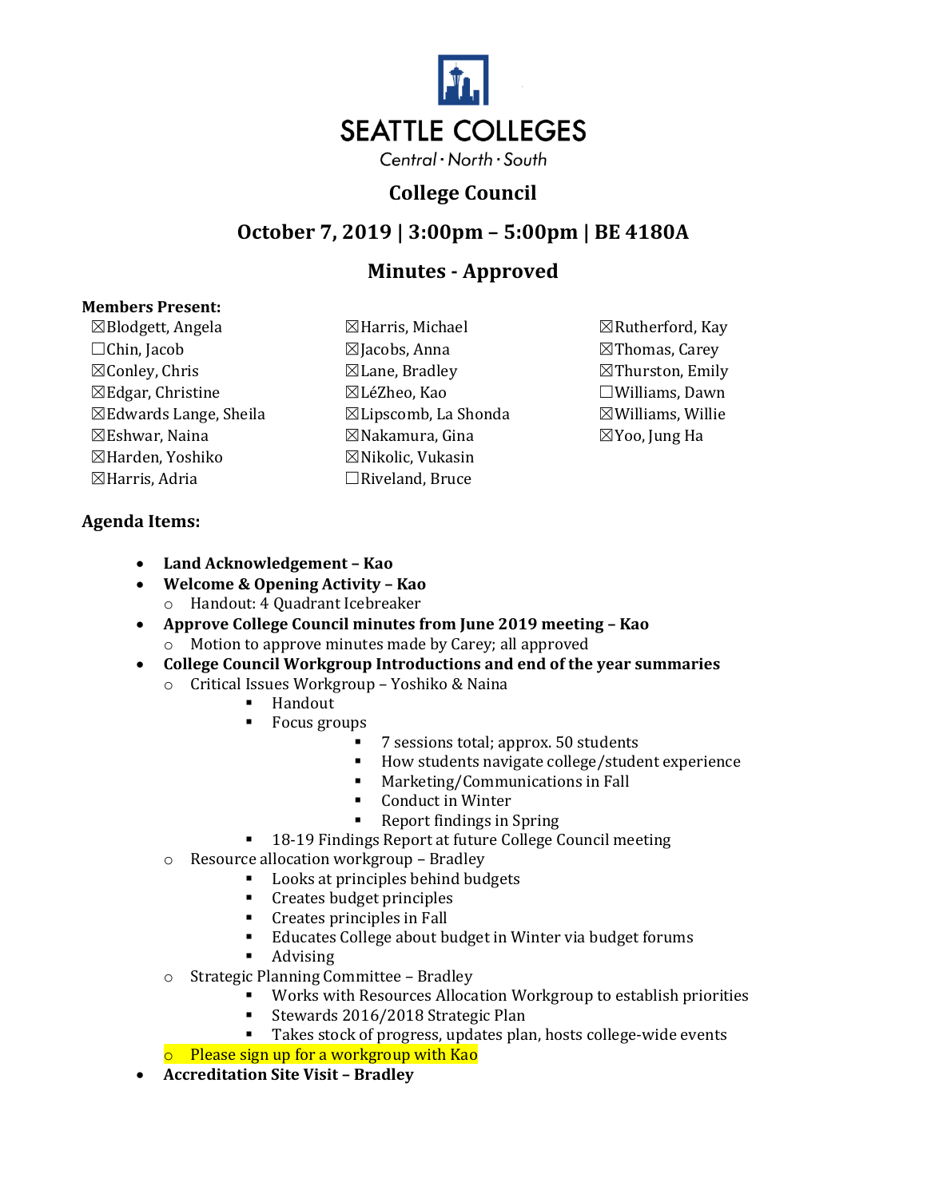# SEATTLE COLLEGES

Central · North · South

## College Council

## October 7, 2019 | 3:00pm – 5:00pm | BE 4180A

## Minutes - Approved

**Members Present:**

☒Blodgett, Angela
☐Chin, Jacob
☒Conley, Chris
☒Edgar, Christine
☒Edwards Lange, Sheila
☒Eshwar, Naina
☒Harden, Yoshiko
☒Harris, Adria
☒Harris, Michael
☒Jacobs, Anna
☒Lane, Bradley
☒LéZheo, Kao
☒Lipscomb, La Shonda
☒Nakamura, Gina
☒Nikolic, Vukasin
☐Riveland, Bruce
☒Rutherford, Kay
☒Thomas, Carey
☒Thurston, Emily
☐Williams, Dawn
☒Williams, Willie
☒Yoo, Jung Ha

**Agenda Items:**

- **Land Acknowledgement – Kao**
- **Welcome & Opening Activity – Kao**
  - Handout: 4 Quadrant Icebreaker
- **Approve College Council minutes from June 2019 meeting – Kao**
  - Motion to approve minutes made by Carey; all approved
- **College Council Workgroup Introductions and end of the year summaries**
  - Critical Issues Workgroup – Yoshiko & Naina
    - Handout
    - Focus groups
      - 7 sessions total; approx. 50 students
      - How students navigate college/student experience
      - Marketing/Communications in Fall
      - Conduct in Winter
      - Report findings in Spring
    - 18-19 Findings Report at future College Council meeting
  - Resource allocation workgroup – Bradley
    - Looks at principles behind budgets
    - Creates budget principles
    - Creates principles in Fall
    - Educates College about budget in Winter via budget forums
    - Advising
  - Strategic Planning Committee – Bradley
    - Works with Resources Allocation Workgroup to establish priorities
    - Stewards 2016/2018 Strategic Plan
    - Takes stock of progress, updates plan, hosts college-wide events
  - Please sign up for a workgroup with Kao
- **Accreditation Site Visit – Bradley**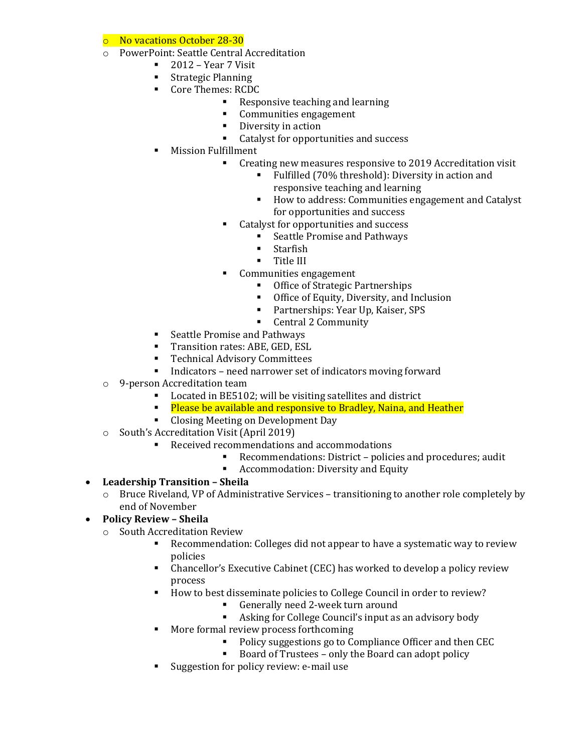- No vacations October 28-30
- PowerPoint: Seattle Central Accreditation
    - 2012 – Year 7 Visit
    - Strategic Planning
    - Core Themes: RCDC
        - Responsive teaching and learning
        - Communities engagement
        - Diversity in action
        - Catalyst for opportunities and success
    - Mission Fulfillment
        - Creating new measures responsive to 2019 Accreditation visit
            - Fulfilled (70% threshold): Diversity in action and responsive teaching and learning
            - How to address: Communities engagement and Catalyst for opportunities and success
        - Catalyst for opportunities and success
            - Seattle Promise and Pathways
            - Starfish
            - Title III
        - Communities engagement
            - Office of Strategic Partnerships
            - Office of Equity, Diversity, and Inclusion
            - Partnerships: Year Up, Kaiser, SPS
            - Central 2 Community
    - Seattle Promise and Pathways
    - Transition rates: ABE, GED, ESL
    - Technical Advisory Committees
    - Indicators – need narrower set of indicators moving forward
- 9-person Accreditation team
    - Located in BE5102; will be visiting satellites and district
    - Please be available and responsive to Bradley, Naina, and Heather
    - Closing Meeting on Development Day
- South's Accreditation Visit (April 2019)
    - Received recommendations and accommodations
        - Recommendations: District – policies and procedures; audit
        - Accommodation: Diversity and Equity

- **Leadership Transition – Sheila**
    - Bruce Riveland, VP of Administrative Services – transitioning to another role completely by end of November
- **Policy Review – Sheila**
    - South Accreditation Review
        - Recommendation: Colleges did not appear to have a systematic way to review policies
        - Chancellor's Executive Cabinet (CEC) has worked to develop a policy review process
        - How to best disseminate policies to College Council in order to review?
            - Generally need 2-week turn around
            - Asking for College Council's input as an advisory body
        - More formal review process forthcoming
            - Policy suggestions go to Compliance Officer and then CEC
            - Board of Trustees – only the Board can adopt policy
        - Suggestion for policy review: e-mail use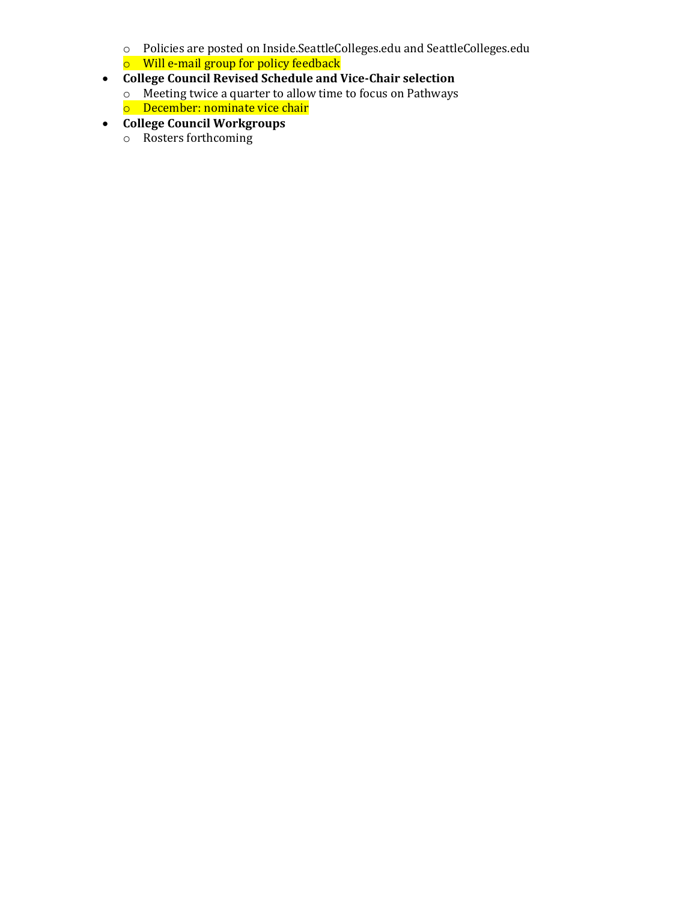- Policies are posted on Inside.SeattleColleges.edu and SeattleColleges.edu
  - Will e-mail group for policy feedback
- **College Council Revised Schedule and Vice-Chair selection**
  - Meeting twice a quarter to allow time to focus on Pathways
  - December: nominate vice chair
- **College Council Workgroups**
  - Rosters forthcoming